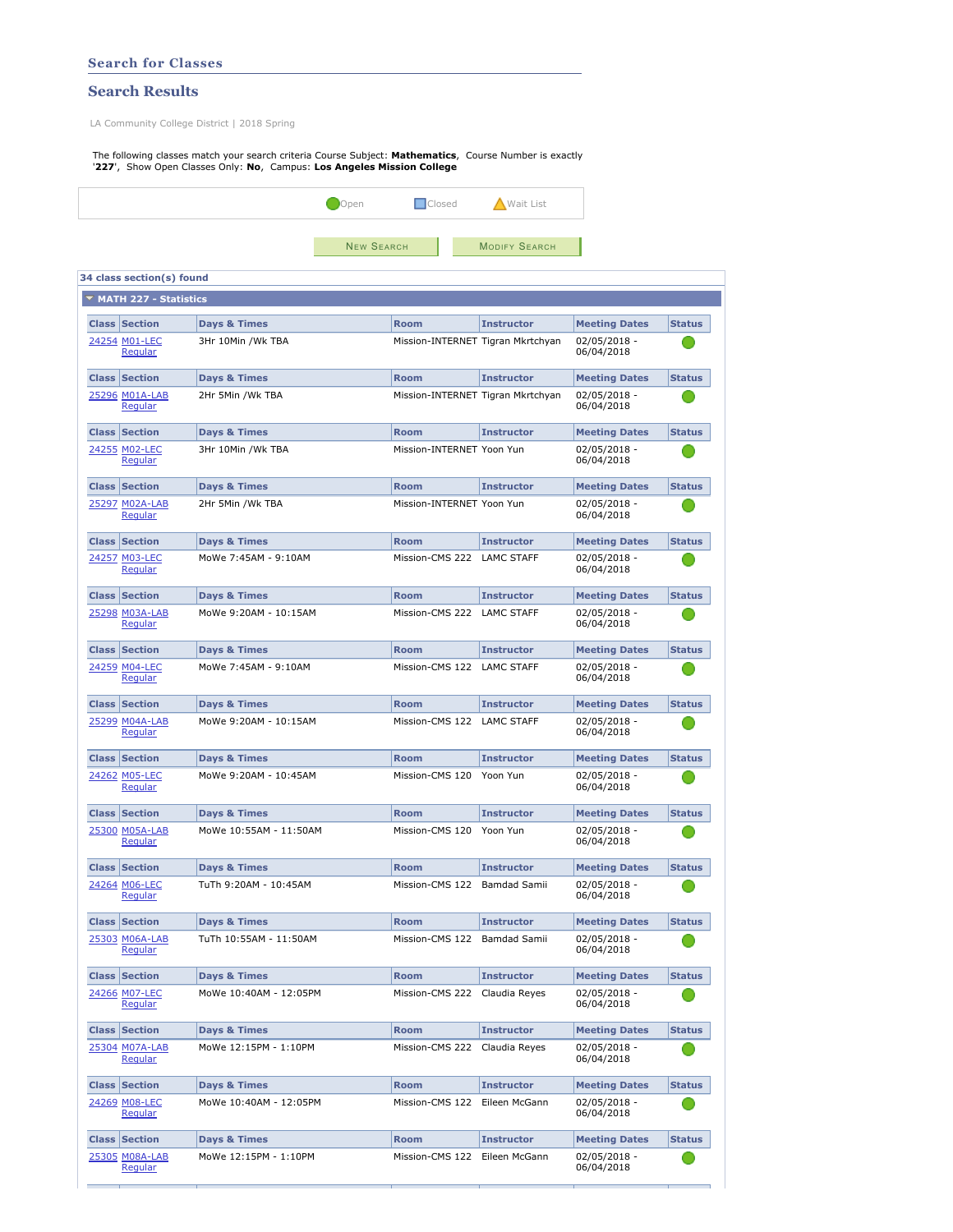## Search for Classes

## Search Results

LA Community College District | 2018 Spring

The following classes match your search criteria Course Subject: **Mathematics**, Course Number is exactly '**227**', Show Open Classes Only: **No**, Campus: **Los Angeles Mission College**

Open Closed Wait List

New Search Modify Search

**34 class section(s) found**

**MATH 227 - Statistics**

| Class | Section | Days & Times | Room | Instructor | Meeting Dates | Status |
|---|---|---|---|---|---|---|
| 24254 | M01-LEC Regular | 3Hr 10Min /Wk TBA | Mission-INTERNET | Tigran Mkrtchyan | 02/05/2018 - 06/04/2018 | Open |
| 25296 | M01A-LAB Regular | 2Hr 5Min /Wk TBA | Mission-INTERNET | Tigran Mkrtchyan | 02/05/2018 - 06/04/2018 | Open |
| 24255 | M02-LEC Regular | 3Hr 10Min /Wk TBA | Mission-INTERNET | Yoon Yun | 02/05/2018 - 06/04/2018 | Open |
| 25297 | M02A-LAB Regular | 2Hr 5Min /Wk TBA | Mission-INTERNET | Yoon Yun | 02/05/2018 - 06/04/2018 | Open |
| 24257 | M03-LEC Regular | MoWe 7:45AM - 9:10AM | Mission-CMS 222 | LAMC STAFF | 02/05/2018 - 06/04/2018 | Open |
| 25298 | M03A-LAB Regular | MoWe 9:20AM - 10:15AM | Mission-CMS 222 | LAMC STAFF | 02/05/2018 - 06/04/2018 | Open |
| 24259 | M04-LEC Regular | MoWe 7:45AM - 9:10AM | Mission-CMS 122 | LAMC STAFF | 02/05/2018 - 06/04/2018 | Open |
| 25299 | M04A-LAB Regular | MoWe 9:20AM - 10:15AM | Mission-CMS 122 | LAMC STAFF | 02/05/2018 - 06/04/2018 | Open |
| 24262 | M05-LEC Regular | MoWe 9:20AM - 10:45AM | Mission-CMS 120 | Yoon Yun | 02/05/2018 - 06/04/2018 | Open |
| 25300 | M05A-LAB Regular | MoWe 10:55AM - 11:50AM | Mission-CMS 120 | Yoon Yun | 02/05/2018 - 06/04/2018 | Open |
| 24264 | M06-LEC Regular | TuTh 9:20AM - 10:45AM | Mission-CMS 122 | Bamdad Samii | 02/05/2018 - 06/04/2018 | Open |
| 25303 | M06A-LAB Regular | TuTh 10:55AM - 11:50AM | Mission-CMS 122 | Bamdad Samii | 02/05/2018 - 06/04/2018 | Open |
| 24266 | M07-LEC Regular | MoWe 10:40AM - 12:05PM | Mission-CMS 222 | Claudia Reyes | 02/05/2018 - 06/04/2018 | Open |
| 25304 | M07A-LAB Regular | MoWe 12:15PM - 1:10PM | Mission-CMS 222 | Claudia Reyes | 02/05/2018 - 06/04/2018 | Open |
| 24269 | M08-LEC Regular | MoWe 10:40AM - 12:05PM | Mission-CMS 122 | Eileen McGann | 02/05/2018 - 06/04/2018 | Open |
| 25305 | M08A-LAB Regular | MoWe 12:15PM - 1:10PM | Mission-CMS 122 | Eileen McGann | 02/05/2018 - 06/04/2018 | Open |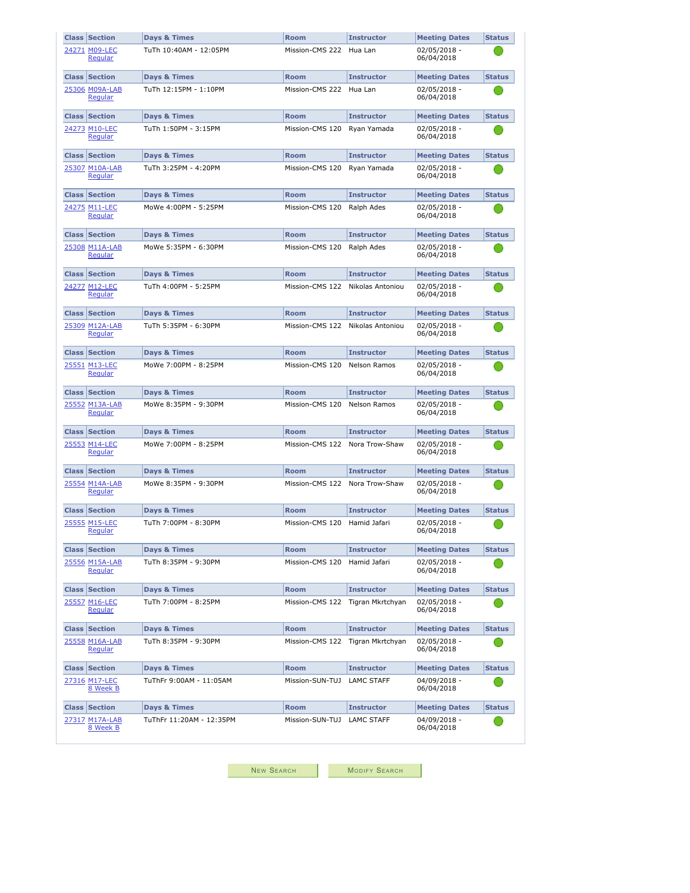| Class | Section | Days & Times | Room | Instructor | Meeting Dates | Status |
|---|---|---|---|---|---|---|
| 24271 | M09-LEC Regular | TuTh 10:40AM - 12:05PM | Mission-CMS 222 | Hua Lan | 02/05/2018 - 06/04/2018 | |

| Class | Section | Days & Times | Room | Instructor | Meeting Dates | Status |
|---|---|---|---|---|---|---|
| 25306 | M09A-LAB Regular | TuTh 12:15PM - 1:10PM | Mission-CMS 222 | Hua Lan | 02/05/2018 - 06/04/2018 | |

| Class | Section | Days & Times | Room | Instructor | Meeting Dates | Status |
|---|---|---|---|---|---|---|
| 24273 | M10-LEC Regular | TuTh 1:50PM - 3:15PM | Mission-CMS 120 | Ryan Yamada | 02/05/2018 - 06/04/2018 | |

| Class | Section | Days & Times | Room | Instructor | Meeting Dates | Status |
|---|---|---|---|---|---|---|
| 25307 | M10A-LAB Regular | TuTh 3:25PM - 4:20PM | Mission-CMS 120 | Ryan Yamada | 02/05/2018 - 06/04/2018 | |

| Class | Section | Days & Times | Room | Instructor | Meeting Dates | Status |
|---|---|---|---|---|---|---|
| 24275 | M11-LEC Regular | MoWe 4:00PM - 5:25PM | Mission-CMS 120 | Ralph Ades | 02/05/2018 - 06/04/2018 | |

| Class | Section | Days & Times | Room | Instructor | Meeting Dates | Status |
|---|---|---|---|---|---|---|
| 25308 | M11A-LAB Regular | MoWe 5:35PM - 6:30PM | Mission-CMS 120 | Ralph Ades | 02/05/2018 - 06/04/2018 | |

| Class | Section | Days & Times | Room | Instructor | Meeting Dates | Status |
|---|---|---|---|---|---|---|
| 24277 | M12-LEC Regular | TuTh 4:00PM - 5:25PM | Mission-CMS 122 | Nikolas Antoniou | 02/05/2018 - 06/04/2018 | |

| Class | Section | Days & Times | Room | Instructor | Meeting Dates | Status |
|---|---|---|---|---|---|---|
| 25309 | M12A-LAB Regular | TuTh 5:35PM - 6:30PM | Mission-CMS 122 | Nikolas Antoniou | 02/05/2018 - 06/04/2018 | |

| Class | Section | Days & Times | Room | Instructor | Meeting Dates | Status |
|---|---|---|---|---|---|---|
| 25551 | M13-LEC Regular | MoWe 7:00PM - 8:25PM | Mission-CMS 120 | Nelson Ramos | 02/05/2018 - 06/04/2018 | |

| Class | Section | Days & Times | Room | Instructor | Meeting Dates | Status |
|---|---|---|---|---|---|---|
| 25552 | M13A-LAB Regular | MoWe 8:35PM - 9:30PM | Mission-CMS 120 | Nelson Ramos | 02/05/2018 - 06/04/2018 | |

| Class | Section | Days & Times | Room | Instructor | Meeting Dates | Status |
|---|---|---|---|---|---|---|
| 25553 | M14-LEC Regular | MoWe 7:00PM - 8:25PM | Mission-CMS 122 | Nora Trow-Shaw | 02/05/2018 - 06/04/2018 | |

| Class | Section | Days & Times | Room | Instructor | Meeting Dates | Status |
|---|---|---|---|---|---|---|
| 25554 | M14A-LAB Regular | MoWe 8:35PM - 9:30PM | Mission-CMS 122 | Nora Trow-Shaw | 02/05/2018 - 06/04/2018 | |

| Class | Section | Days & Times | Room | Instructor | Meeting Dates | Status |
|---|---|---|---|---|---|---|
| 25555 | M15-LEC Regular | TuTh 7:00PM - 8:30PM | Mission-CMS 120 | Hamid Jafari | 02/05/2018 - 06/04/2018 | |

| Class | Section | Days & Times | Room | Instructor | Meeting Dates | Status |
|---|---|---|---|---|---|---|
| 25556 | M15A-LAB Regular | TuTh 8:35PM - 9:30PM | Mission-CMS 120 | Hamid Jafari | 02/05/2018 - 06/04/2018 | |

| Class | Section | Days & Times | Room | Instructor | Meeting Dates | Status |
|---|---|---|---|---|---|---|
| 25557 | M16-LEC Regular | TuTh 7:00PM - 8:25PM | Mission-CMS 122 | Tigran Mkrtchyan | 02/05/2018 - 06/04/2018 | |

| Class | Section | Days & Times | Room | Instructor | Meeting Dates | Status |
|---|---|---|---|---|---|---|
| 25558 | M16A-LAB Regular | TuTh 8:35PM - 9:30PM | Mission-CMS 122 | Tigran Mkrtchyan | 02/05/2018 - 06/04/2018 | |

| Class | Section | Days & Times | Room | Instructor | Meeting Dates | Status |
|---|---|---|---|---|---|---|
| 27316 | M17-LEC 8 Week B | TuThFr 9:00AM - 11:05AM | Mission-SUN-TUJ | LAMC STAFF | 04/09/2018 - 06/04/2018 | |

| Class | Section | Days & Times | Room | Instructor | Meeting Dates | Status |
|---|---|---|---|---|---|---|
| 27317 | M17A-LAB 8 Week B | TuThFr 11:20AM - 12:35PM | Mission-SUN-TUJ | LAMC STAFF | 04/09/2018 - 06/04/2018 | |

New Search | Modify Search